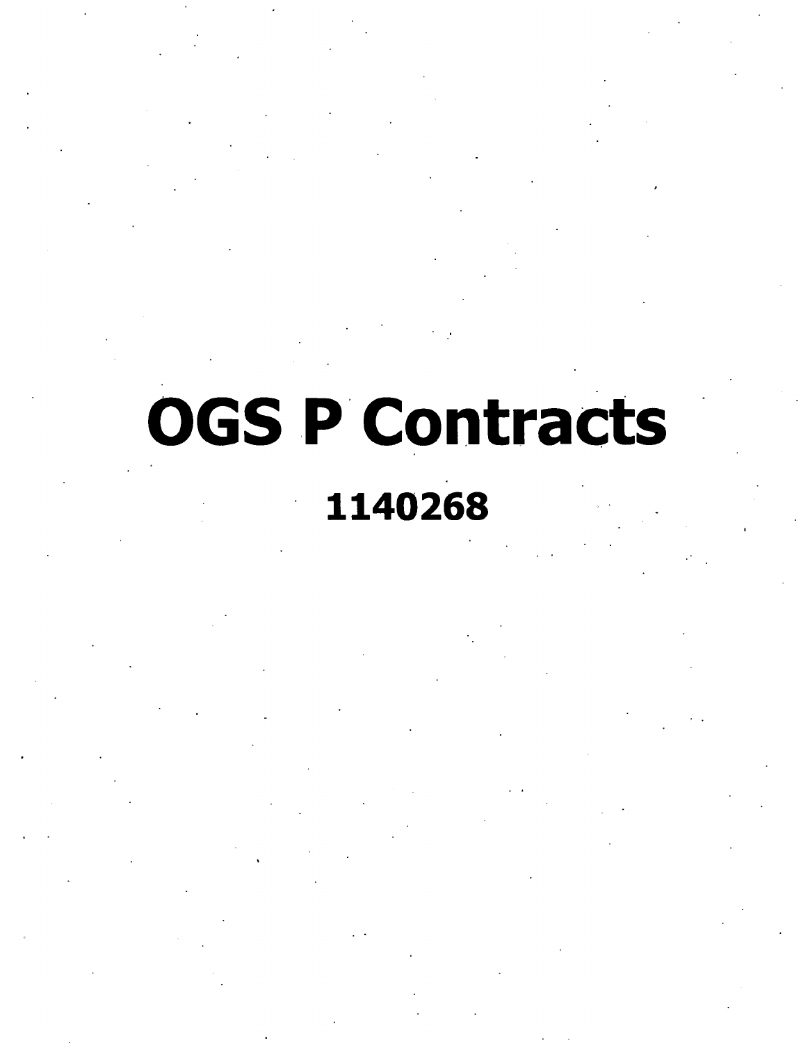# OGS P Contracts

**1140268**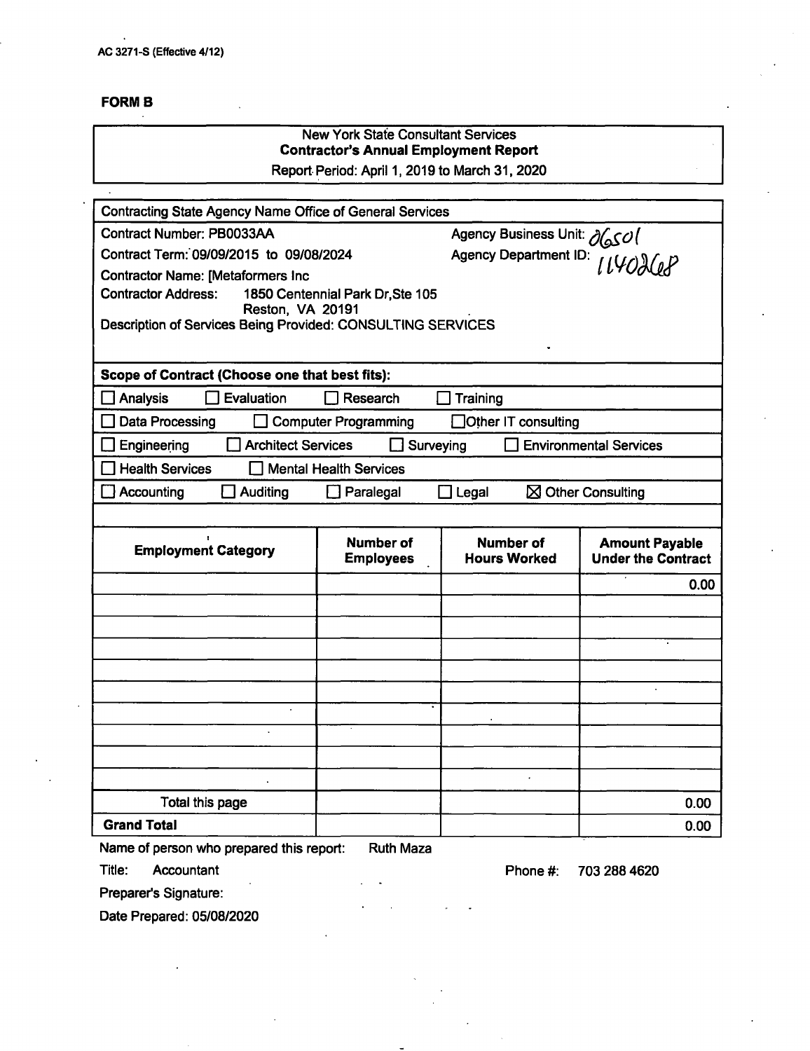AC 3271-S (Effective 4/12)

**FORM B**

New York State Consultant Services
**Contractor's Annual Employment Report**
Report Period: April 1, 2019 to March 31, 2020

Contracting State Agency Name Office of General Services

Contract Number: PB0033AA — Agency Business Unit: 26501

Contract Term: 09/09/2015 to 09/08/2024 — Agency Department ID: 1140268

Contractor Name: [Metaformers Inc

Contractor Address: 1850 Centennial Park Dr,Ste 105
Reston, VA 20191

Description of Services Being Provided: CONSULTING SERVICES

**Scope of Contract (Choose one that best fits):**

- ☐ Analysis ☐ Evaluation ☐ Research ☐ Training
- ☐ Data Processing ☐ Computer Programming ☐ Other IT consulting
- ☐ Engineering ☐ Architect Services ☐ Surveying ☐ Environmental Services
- ☐ Health Services ☐ Mental Health Services
- ☐ Accounting ☐ Auditing ☐ Paralegal ☐ Legal ☒ Other Consulting

| Employment Category | Number of Employees | Number of Hours Worked | Amount Payable Under the Contract |
|---|---|---|---|
| | | | 0.00 |
| | | | |
| | | | |
| | | | |
| | | | |
| | | | |
| | | | |
| | | | |
| | | | |
| | | | |
| Total this page | | | 0.00 |
| **Grand Total** | | | 0.00 |

Name of person who prepared this report: Ruth Maza

Title: Accountant — Phone #: 703 288 4620

Preparer's Signature:

Date Prepared: 05/08/2020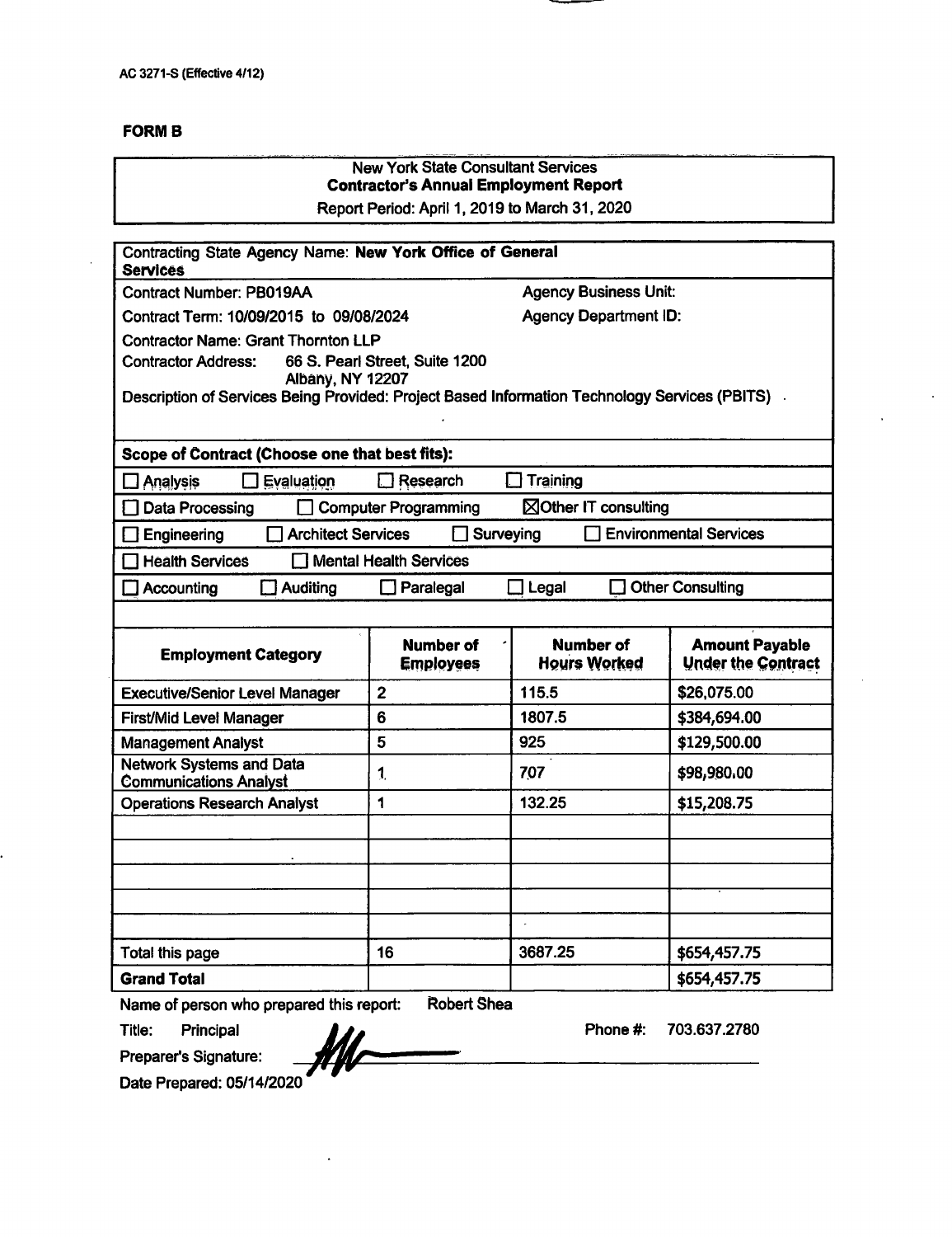AC 3271-S (Effective 4/12)

**FORM B**

New York State Consultant Services
**Contractor's Annual Employment Report**
Report Period: April 1, 2019 to March 31, 2020

Contracting State Agency Name: **New York Office of General Services**

Contract Number: PB019AA

Agency Business Unit:

Contract Term: 10/09/2015 to 09/08/2024

Agency Department ID:

Contractor Name: Grant Thornton LLP

Contractor Address: 66 S. Pearl Street, Suite 1200
Albany, NY 12207

Description of Services Being Provided: Project Based Information Technology Services (PBITS)

**Scope of Contract (Choose one that best fits):**

☐ Analysis ☐ Evaluation ☐ Research ☐ Training

☐ Data Processing ☐ Computer Programming ☒ Other IT consulting

☐ Engineering ☐ Architect Services ☐ Surveying ☐ Environmental Services

☐ Health Services ☐ Mental Health Services

☐ Accounting ☐ Auditing ☐ Paralegal ☐ Legal ☐ Other Consulting

| Employment Category | Number of Employees | Number of Hours Worked | Amount Payable Under the Contract |
|---|---|---|---|
| Executive/Senior Level Manager | 2 | 115.5 | $26,075.00 |
| First/Mid Level Manager | 6 | 1807.5 | $384,694.00 |
| Management Analyst | 5 | 925 | $129,500.00 |
| Network Systems and Data Communications Analyst | 1 | 707 | $98,980.00 |
| Operations Research Analyst | 1 | 132.25 | $15,208.75 |
| | | | |
| | | | |
| | | | |
| | | | |
| | | | |
| Total this page | 16 | 3687.25 | $654,457.75 |
| **Grand Total** | | | $654,457.75 |

Name of person who prepared this report: Robert Shea

Title: Principal

Phone #: 703.637.2780

Preparer's Signature:

Date Prepared: 05/14/2020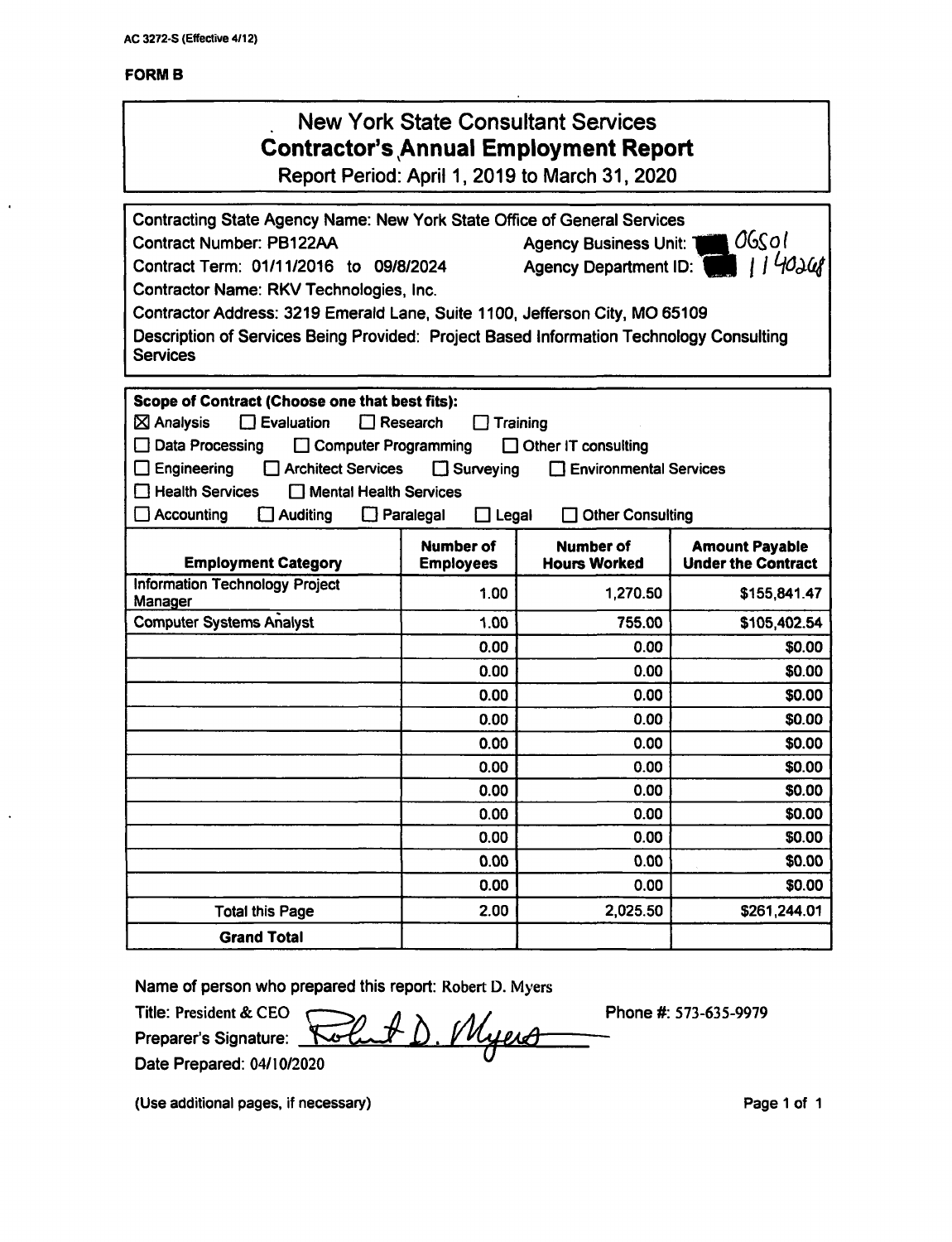AC 3272-S (Effective 4/12)

**FORM B**

# New York State Consultant Services
## Contractor's Annual Employment Report
Report Period: April 1, 2019 to March 31, 2020

Contracting State Agency Name: New York State Office of General Services
Contract Number: PB122AA — Agency Business Unit: OGS01
Contract Term: 01/11/2016 to 09/8/2024 — Agency Department ID: 1140240
Contractor Name: RKV Technologies, Inc.
Contractor Address: 3219 Emerald Lane, Suite 1100, Jefferson City, MO 65109
Description of Services Being Provided: Project Based Information Technology Consulting Services

**Scope of Contract (Choose one that best fits):**

- [x] Analysis
- [ ] Evaluation
- [ ] Research
- [ ] Training
- [ ] Data Processing
- [ ] Computer Programming
- [ ] Other IT consulting
- [ ] Engineering
- [ ] Architect Services
- [ ] Surveying
- [ ] Environmental Services
- [ ] Health Services
- [ ] Mental Health Services
- [ ] Accounting
- [ ] Auditing
- [ ] Paralegal
- [ ] Legal
- [ ] Other Consulting

| Employment Category | Number of Employees | Number of Hours Worked | Amount Payable Under the Contract |
|---|---|---|---|
| Information Technology Project Manager | 1.00 | 1,270.50 | $155,841.47 |
| Computer Systems Analyst | 1.00 | 755.00 | $105,402.54 |
| | 0.00 | 0.00 | $0.00 |
| | 0.00 | 0.00 | $0.00 |
| | 0.00 | 0.00 | $0.00 |
| | 0.00 | 0.00 | $0.00 |
| | 0.00 | 0.00 | $0.00 |
| | 0.00 | 0.00 | $0.00 |
| | 0.00 | 0.00 | $0.00 |
| | 0.00 | 0.00 | $0.00 |
| | 0.00 | 0.00 | $0.00 |
| | 0.00 | 0.00 | $0.00 |
| | 0.00 | 0.00 | $0.00 |
| Total this Page | 2.00 | 2,025.50 | $261,244.01 |
| **Grand Total** | | | |

Name of person who prepared this report: Robert D. Myers
Title: President & CEO — Phone #: 573-635-9979
Preparer's Signature: Robert D. Myers
Date Prepared: 04/10/2020

(Use additional pages, if necessary)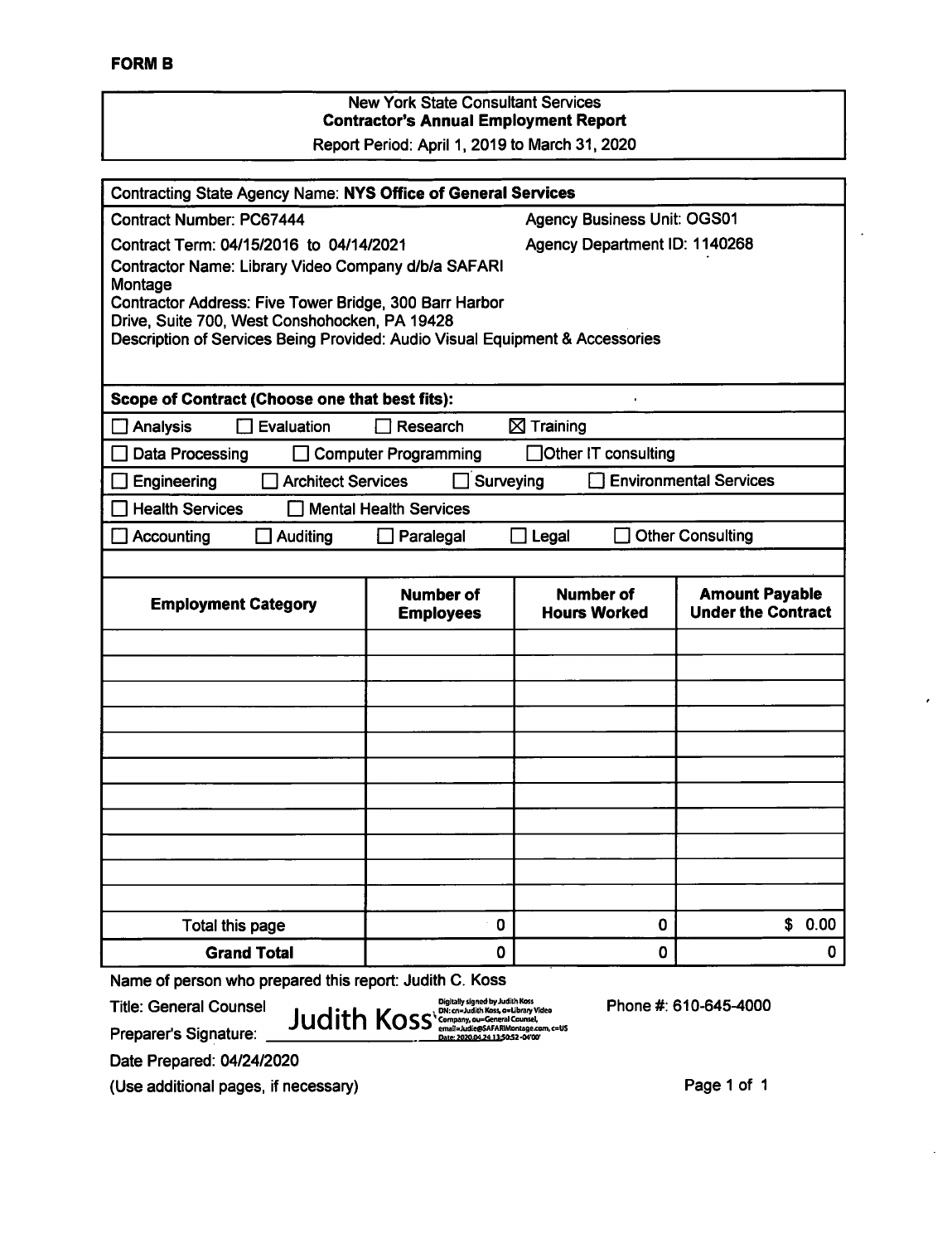**FORM B**

New York State Consultant Services
**Contractor's Annual Employment Report**
Report Period: April 1, 2019 to March 31, 2020

Contracting State Agency Name: **NYS Office of General Services**

Contract Number: PC67444 | Agency Business Unit: OGS01

Contract Term: 04/15/2016 to 04/14/2021 | Agency Department ID: 1140268

Contractor Name: Library Video Company d/b/a SAFARI Montage

Contractor Address: Five Tower Bridge, 300 Barr Harbor Drive, Suite 700, West Conshohocken, PA 19428

Description of Services Being Provided: Audio Visual Equipment & Accessories

**Scope of Contract (Choose one that best fits):**

☐ Analysis ☐ Evaluation ☐ Research ☒ Training

☐ Data Processing ☐ Computer Programming ☐ Other IT consulting

☐ Engineering ☐ Architect Services ☐ Surveying ☐ Environmental Services

☐ Health Services ☐ Mental Health Services

☐ Accounting ☐ Auditing ☐ Paralegal ☐ Legal ☐ Other Consulting

| Employment Category | Number of Employees | Number of Hours Worked | Amount Payable Under the Contract |
|---|---|---|---|
| | | | |
| | | | |
| | | | |
| | | | |
| | | | |
| | | | |
| | | | |
| | | | |
| | | | |
| | | | |
| | | | |
| Total this page | 0 | 0 | $ 0.00 |
| **Grand Total** | 0 | 0 | 0 |

Name of person who prepared this report: Judith C. Koss

Title: General Counsel

Preparer's Signature: Judith Koss (Digitally signed by Judith Koss DN: cn=Judith Koss, o=Library Video Company, ou=General Counsel, email=Judie@SAFARIMontage.com, c=US Date: 2020.04.24 13:50:52 -04'00')

Phone #: 610-645-4000

Date Prepared: 04/24/2020

(Use additional pages, if necessary)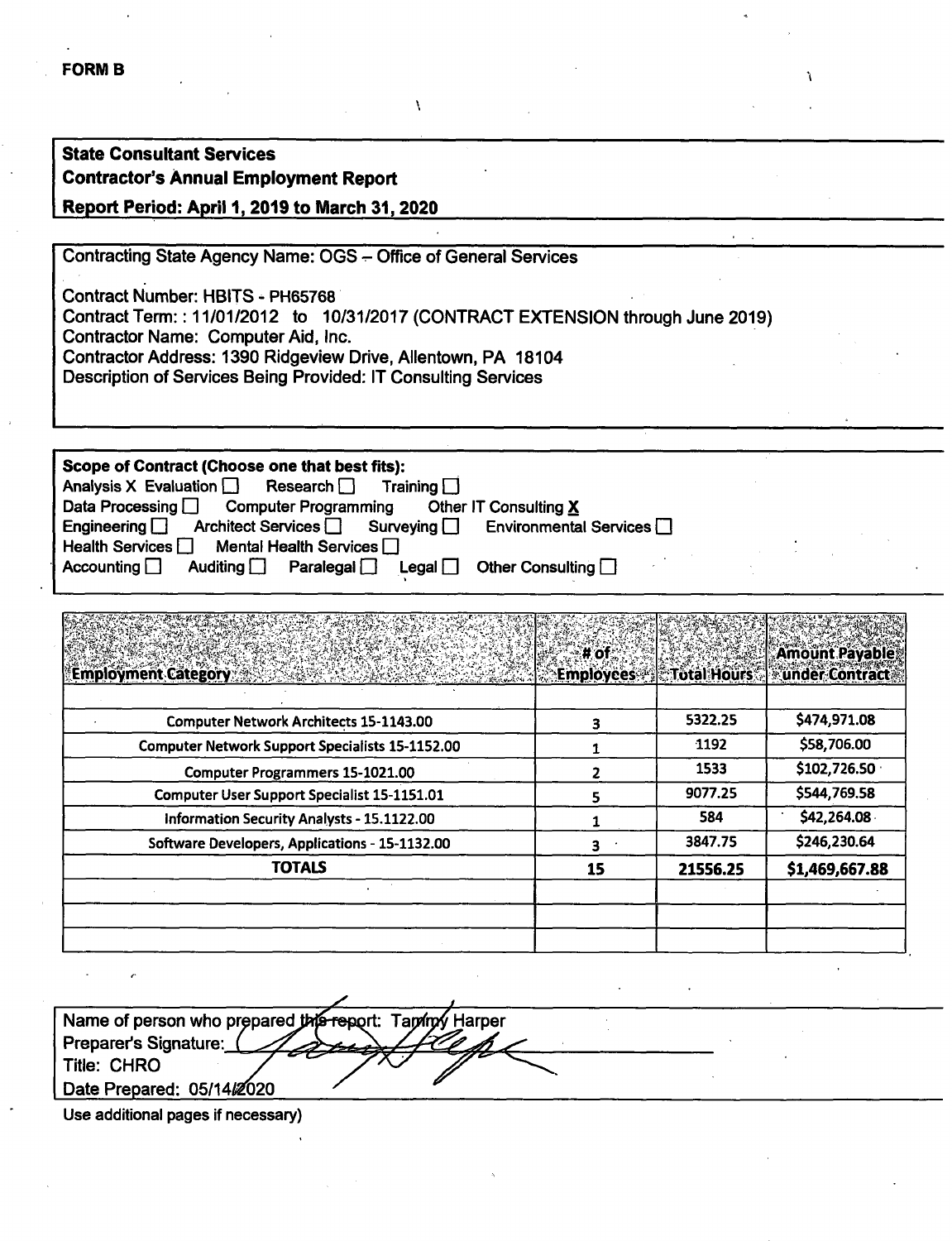**FORM B**

**State Consultant Services**
**Contractor's Annual Employment Report**
**Report Period: April 1, 2019 to March 31, 2020**

Contracting State Agency Name: OGS – Office of General Services

Contract Number: HBITS - PH65768
Contract Term: : 11/01/2012 to 10/31/2017 (CONTRACT EXTENSION through June 2019)
Contractor Name: Computer Aid, Inc.
Contractor Address: 1390 Ridgeview Drive, Allentown, PA 18104
Description of Services Being Provided: IT Consulting Services

**Scope of Contract (Choose one that best fits):**
Analysis X Evaluation ☐ Research ☐ Training ☐
Data Processing ☐ Computer Programming Other IT Consulting **X**
Engineering ☐ Architect Services ☐ Surveying ☐ Environmental Services ☐
Health Services ☐ Mental Health Services ☐
Accounting ☐ Auditing ☐ Paralegal ☐ Legal ☐ Other Consulting ☐

| Employment Category | # of Employees | Total Hours | Amount Payable under Contract |
|---|---|---|---|
| | | | |
| Computer Network Architects 15-1143.00 | 3 | 5322.25 | $474,971.08 |
| Computer Network Support Specialists 15-1152.00 | 1 | 1192 | $58,706.00 |
| Computer Programmers 15-1021.00 | 2 | 1533 | $102,726.50 |
| Computer User Support Specialist 15-1151.01 | 5 | 9077.25 | $544,769.58 |
| Information Security Analysts - 15.1122.00 | 1 | 584 | $42,264.08 |
| Software Developers, Applications - 15-1132.00 | 3 | 3847.75 | $246,230.64 |
| **TOTALS** | **15** | **21556.25** | **$1,469,667.88** |
| | | | |
| | | | |
| | | | |

Name of person who prepared this report: Tammy Harper
Preparer's Signature: [signature]
Title: CHRO
Date Prepared: 05/14/2020

Use additional pages if necessary)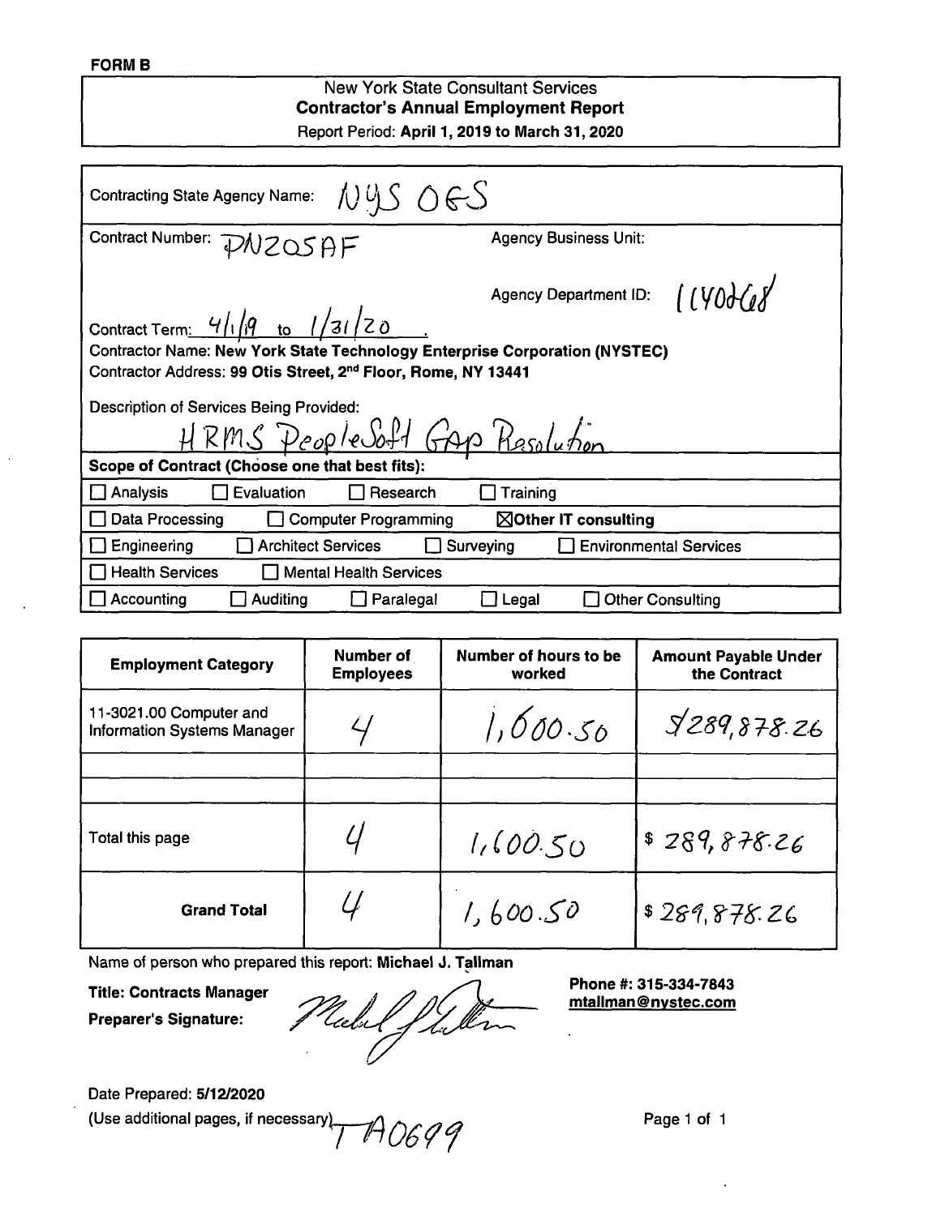**FORM B**

New York State Consultant Services
**Contractor's Annual Employment Report**
Report Period: **April 1, 2019 to March 31, 2020**

Contracting State Agency Name: NYS OGS

Contract Number: PNZ05AF

Agency Business Unit:

Agency Department ID: 1140268

Contract Term: 4/1/19 to 1/31/20

Contractor Name: **New York State Technology Enterprise Corporation (NYSTEC)**
Contractor Address: **99 Otis Street, 2nd Floor, Rome, NY 13441**

Description of Services Being Provided:
HRMS PeopleSoft Gap Resolution

**Scope of Contract (Choose one that best fits):**

- ☐ Analysis ☐ Evaluation ☐ Research ☐ Training
- ☐ Data Processing ☐ Computer Programming ☒ **Other IT consulting**
- ☐ Engineering ☐ Architect Services ☐ Surveying ☐ Environmental Services
- ☐ Health Services ☐ Mental Health Services
- ☐ Accounting ☐ Auditing ☐ Paralegal ☐ Legal ☐ Other Consulting

| Employment Category | Number of Employees | Number of hours to be worked | Amount Payable Under the Contract |
|---|---|---|---|
| 11-3021.00 Computer and Information Systems Manager | 4 | 1,600.50 | $289,878.26 |
| | | | |
| | | | |
| Total this page | 4 | 1,600.50 | $ 289,878.26 |
| **Grand Total** | 4 | 1,600.50 | $ 289,878.26 |

Name of person who prepared this report: **Michael J. Tallman**

**Title: Contracts Manager**

**Preparer's Signature:** [signature]

**Phone #: 315-334-7843**
**mtallman@nystec.com**

Date Prepared: **5/12/2020**

(Use additional pages, if necessary) TA0699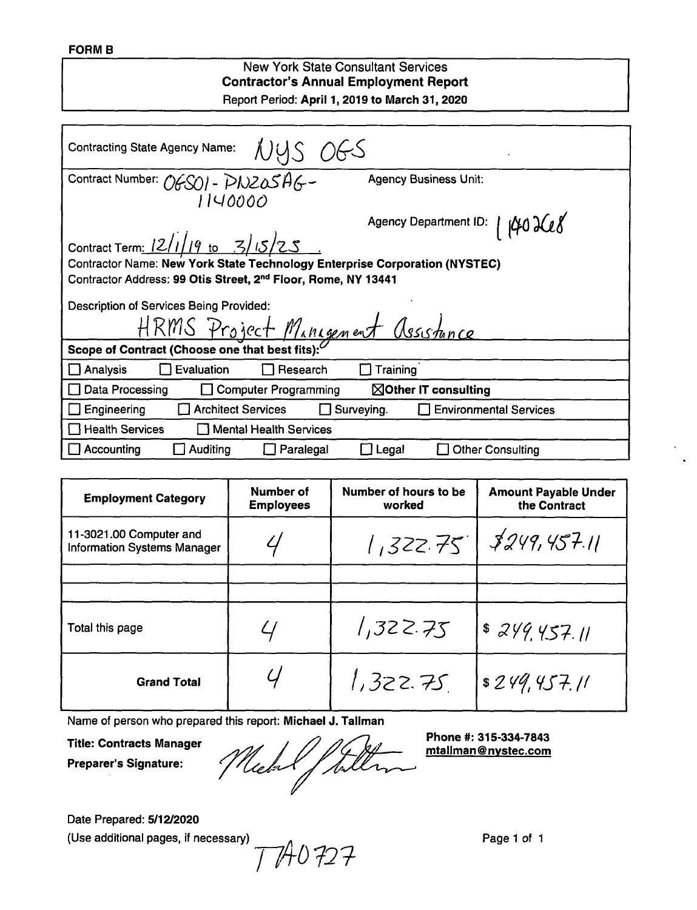**FORM B**

New York State Consultant Services
**Contractor's Annual Employment Report**
Report Period: **April 1, 2019 to March 31, 2020**

Contracting State Agency Name: NYS OGS

Contract Number: OGS01-PN205AG-1140000

Agency Business Unit:

Agency Department ID: 1402268

Contract Term: 12/1/19 to 3/15/25

Contractor Name: **New York State Technology Enterprise Corporation (NYSTEC)**

Contractor Address: **99 Otis Street, 2nd Floor, Rome, NY 13441**

Description of Services Being Provided:
HRMS Project Management Assistance

**Scope of Contract (Choose one that best fits):**

- ☐ Analysis ☐ Evaluation ☐ Research ☐ Training
- ☐ Data Processing ☐ Computer Programming ☒ **Other IT consulting**
- ☐ Engineering ☐ Architect Services ☐ Surveying. ☐ Environmental Services
- ☐ Health Services ☐ Mental Health Services
- ☐ Accounting ☐ Auditing ☐ Paralegal ☐ Legal ☐ Other Consulting

| Employment Category | Number of Employees | Number of hours to be worked | Amount Payable Under the Contract |
|---|---|---|---|
| 11-3021.00 Computer and Information Systems Manager | 4 | 1,322.75 | $249,457.11 |
| | | | |
| | | | |
| Total this page | 4 | 1,322.75 | $ 249,457.11 |
| **Grand Total** | 4 | 1,322.75 | $ 249,457.11 |

Name of person who prepared this report: **Michael J. Tallman**

**Title: Contracts Manager**

**Preparer's Signature:** *(signature)*

**Phone #: 315-334-7843**
**mtallman@nystec.com**

Date Prepared: **5/12/2020**
(Use additional pages, if necessary)

TA0727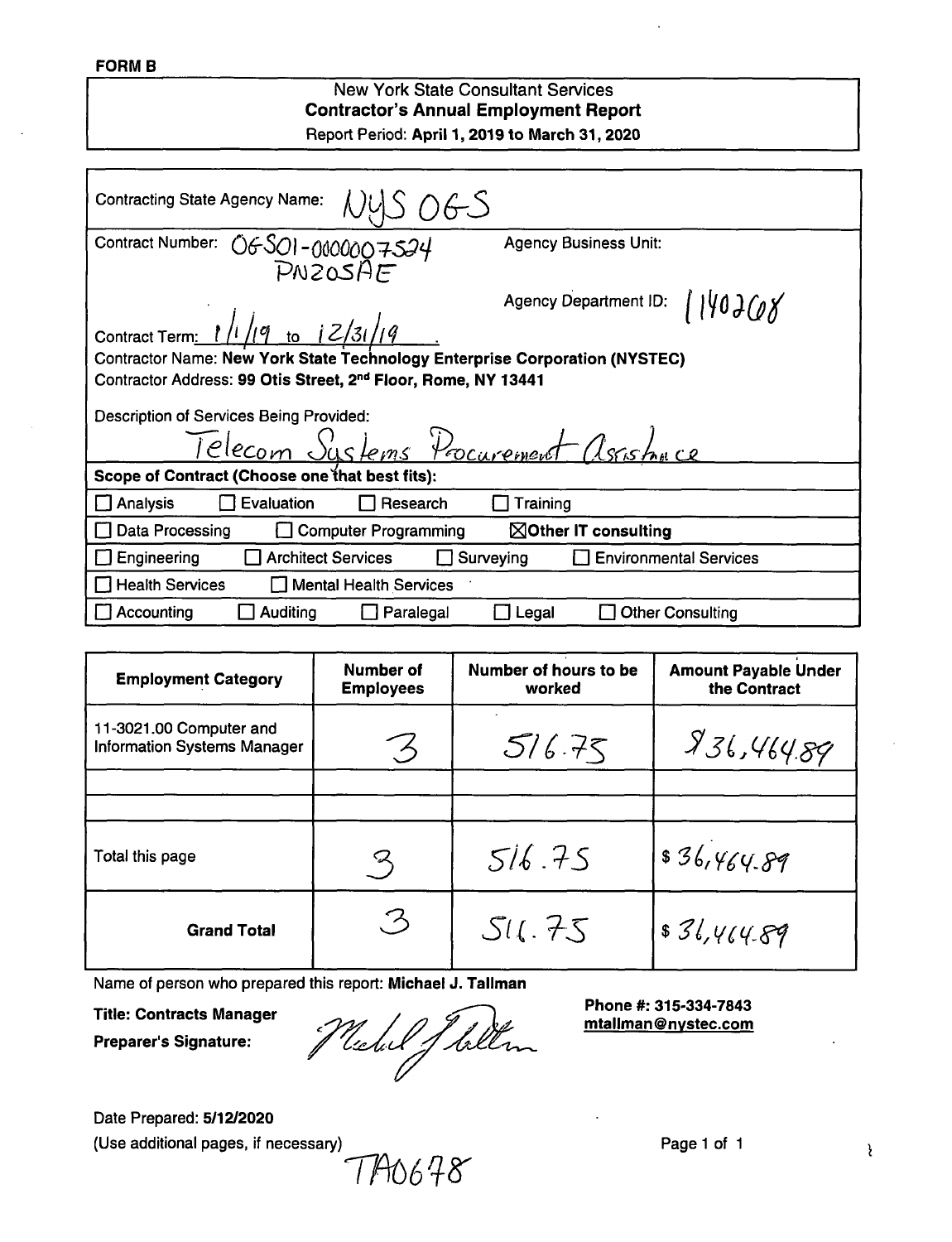**FORM B**

New York State Consultant Services
**Contractor's Annual Employment Report**
Report Period: **April 1, 2019 to March 31, 2020**

Contracting State Agency Name: NYS OGS

Contract Number: OGS01-0000007524 PN20SAE

Agency Business Unit:

Agency Department ID: 1140208

Contract Term: 1/1/19 to 12/31/19

Contractor Name: **New York State Technology Enterprise Corporation (NYSTEC)**

Contractor Address: **99 Otis Street, 2nd Floor, Rome, NY 13441**

Description of Services Being Provided:
Telecom Systems Procurement Assistance

**Scope of Contract (Choose one that best fits):**

- ☐ Analysis ☐ Evaluation ☐ Research ☐ Training
- ☐ Data Processing ☐ Computer Programming ☒ **Other IT consulting**
- ☐ Engineering ☐ Architect Services ☐ Surveying ☐ Environmental Services
- ☐ Health Services ☐ Mental Health Services
- ☐ Accounting ☐ Auditing ☐ Paralegal ☐ Legal ☐ Other Consulting

| Employment Category | Number of Employees | Number of hours to be worked | Amount Payable Under the Contract |
|---|---|---|---|
| 11-3021.00 Computer and Information Systems Manager | 3 | 516.75 | $36,464.89 |
| | | | |
| | | | |
| Total this page | 3 | 516.75 | $ 36,464.89 |
| **Grand Total** | 3 | 516.75 | $ 36,464.89 |

Name of person who prepared this report: **Michael J. Tallman**

**Title: Contracts Manager**

**Preparer's Signature:** Michael J. Tallman

**Phone #: 315-334-7843**
**mtallman@nystec.com**

Date Prepared: **5/12/2020**

(Use additional pages, if necessary)

TA0678